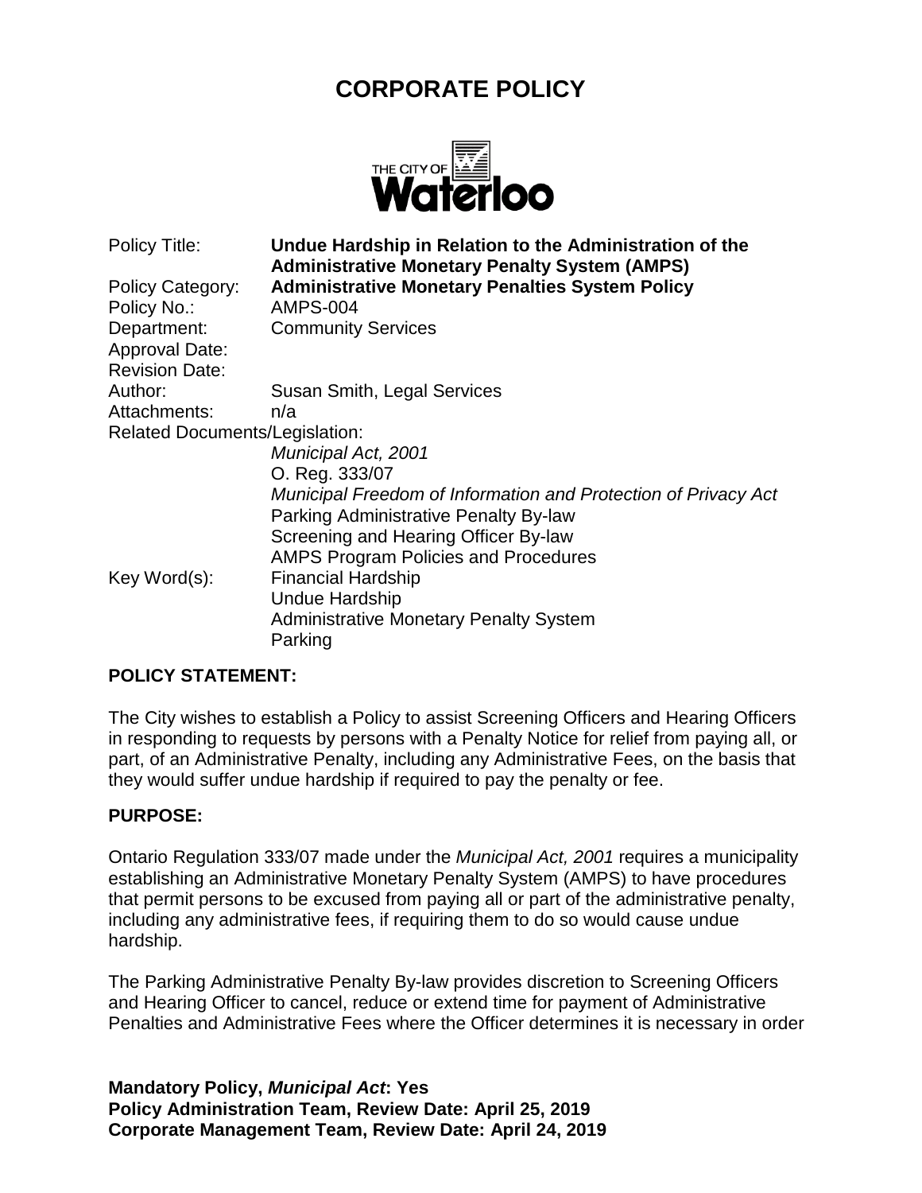# CORPORATE POLICY

THE CITY OF Waterloo

| | |
|---|---|
| Policy Title: | **Undue Hardship in Relation to the Administration of the Administrative Monetary Penalty System (AMPS)** |
| Policy Category: | **Administrative Monetary Penalties System Policy** |
| Policy No.: | AMPS-004 |
| Department: | Community Services |
| Approval Date: | |
| Revision Date: | |
| Author: | Susan Smith, Legal Services |
| Attachments: | n/a |
| Related Documents/Legislation: | *Municipal Act, 2001*<br>O. Reg. 333/07<br>*Municipal Freedom of Information and Protection of Privacy Act*<br>Parking Administrative Penalty By-law<br>Screening and Hearing Officer By-law<br>AMPS Program Policies and Procedures |
| Key Word(s): | Financial Hardship<br>Undue Hardship<br>Administrative Monetary Penalty System<br>Parking |

## POLICY STATEMENT:

The City wishes to establish a Policy to assist Screening Officers and Hearing Officers in responding to requests by persons with a Penalty Notice for relief from paying all, or part, of an Administrative Penalty, including any Administrative Fees, on the basis that they would suffer undue hardship if required to pay the penalty or fee.

## PURPOSE:

Ontario Regulation 333/07 made under the *Municipal Act, 2001* requires a municipality establishing an Administrative Monetary Penalty System (AMPS) to have procedures that permit persons to be excused from paying all or part of the administrative penalty, including any administrative fees, if requiring them to do so would cause undue hardship.

The Parking Administrative Penalty By-law provides discretion to Screening Officers and Hearing Officer to cancel, reduce or extend time for payment of Administrative Penalties and Administrative Fees where the Officer determines it is necessary in order

**Mandatory Policy, *Municipal Act*: Yes**
**Policy Administration Team, Review Date: April 25, 2019**
**Corporate Management Team, Review Date: April 24, 2019**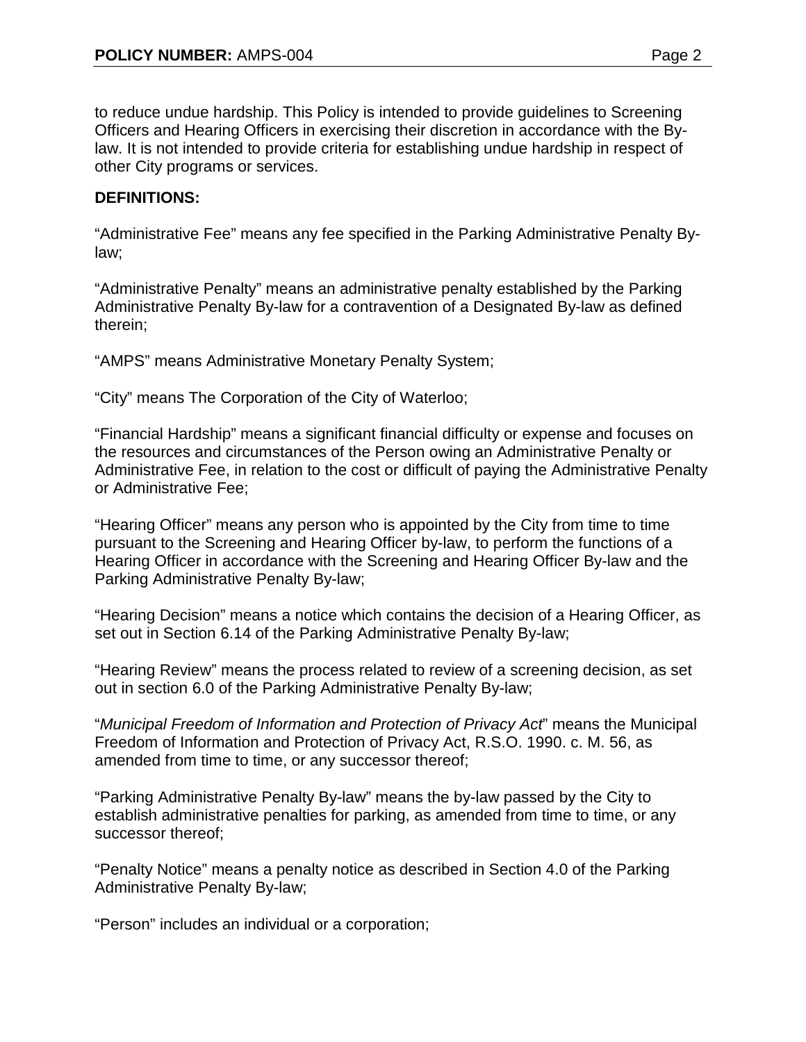to reduce undue hardship. This Policy is intended to provide guidelines to Screening Officers and Hearing Officers in exercising their discretion in accordance with the By-law. It is not intended to provide criteria for establishing undue hardship in respect of other City programs or services.

**DEFINITIONS:**

"Administrative Fee" means any fee specified in the Parking Administrative Penalty By-law;

"Administrative Penalty" means an administrative penalty established by the Parking Administrative Penalty By-law for a contravention of a Designated By-law as defined therein;

"AMPS" means Administrative Monetary Penalty System;

"City" means The Corporation of the City of Waterloo;

"Financial Hardship" means a significant financial difficulty or expense and focuses on the resources and circumstances of the Person owing an Administrative Penalty or Administrative Fee, in relation to the cost or difficult of paying the Administrative Penalty or Administrative Fee;

"Hearing Officer" means any person who is appointed by the City from time to time pursuant to the Screening and Hearing Officer by-law, to perform the functions of a Hearing Officer in accordance with the Screening and Hearing Officer By-law and the Parking Administrative Penalty By-law;

"Hearing Decision" means a notice which contains the decision of a Hearing Officer, as set out in Section 6.14 of the Parking Administrative Penalty By-law;

"Hearing Review" means the process related to review of a screening decision, as set out in section 6.0 of the Parking Administrative Penalty By-law;

"*Municipal Freedom of Information and Protection of Privacy Act*" means the Municipal Freedom of Information and Protection of Privacy Act, R.S.O. 1990. c. M. 56, as amended from time to time, or any successor thereof;

"Parking Administrative Penalty By-law" means the by-law passed by the City to establish administrative penalties for parking, as amended from time to time, or any successor thereof;

"Penalty Notice" means a penalty notice as described in Section 4.0 of the Parking Administrative Penalty By-law;

"Person" includes an individual or a corporation;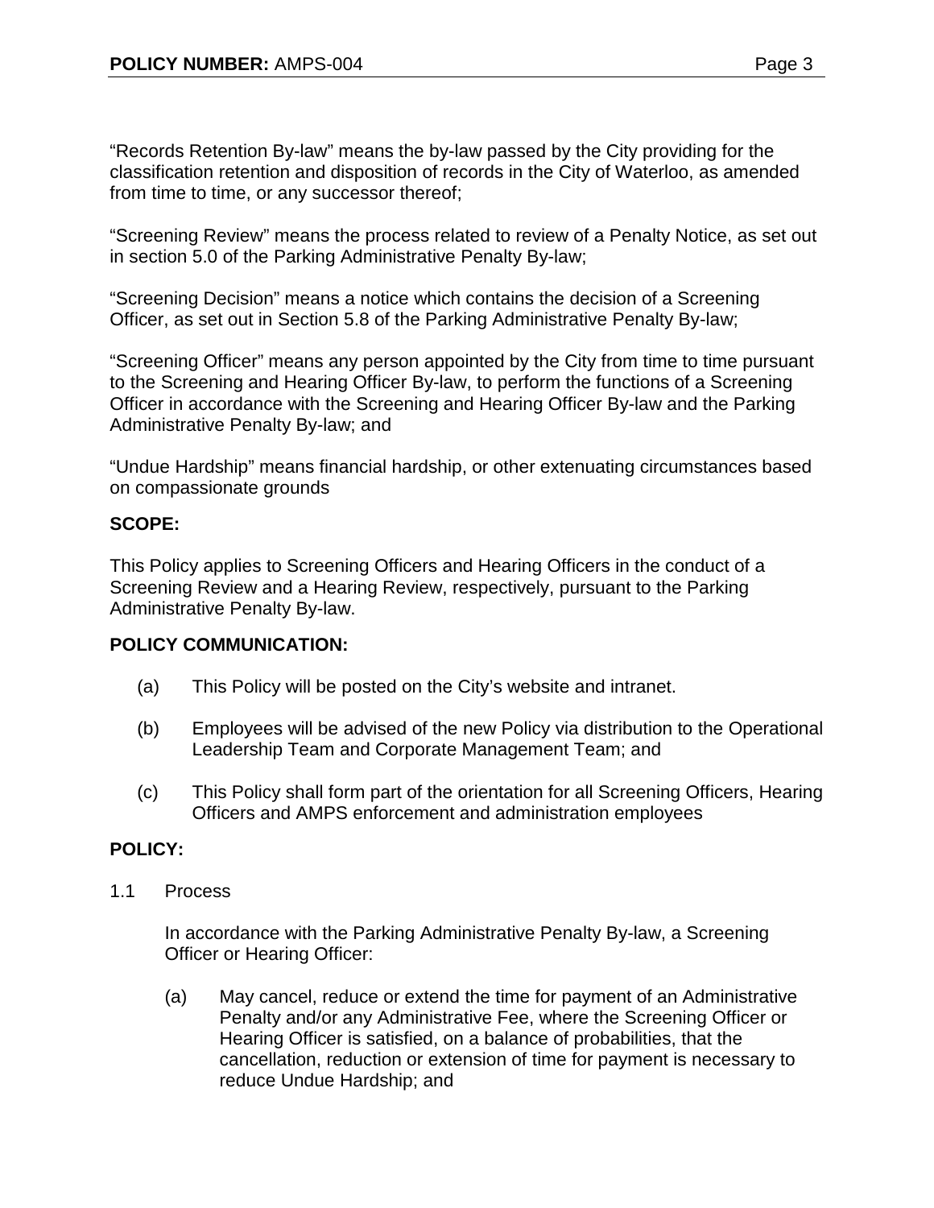"Records Retention By-law" means the by-law passed by the City providing for the classification retention and disposition of records in the City of Waterloo, as amended from time to time, or any successor thereof;

"Screening Review" means the process related to review of a Penalty Notice, as set out in section 5.0 of the Parking Administrative Penalty By-law;

"Screening Decision" means a notice which contains the decision of a Screening Officer, as set out in Section 5.8 of the Parking Administrative Penalty By-law;

"Screening Officer" means any person appointed by the City from time to time pursuant to the Screening and Hearing Officer By-law, to perform the functions of a Screening Officer in accordance with the Screening and Hearing Officer By-law and the Parking Administrative Penalty By-law; and

"Undue Hardship" means financial hardship, or other extenuating circumstances based on compassionate grounds

**SCOPE:**

This Policy applies to Screening Officers and Hearing Officers in the conduct of a Screening Review and a Hearing Review, respectively, pursuant to the Parking Administrative Penalty By-law.

**POLICY COMMUNICATION:**

(a) This Policy will be posted on the City's website and intranet.

(b) Employees will be advised of the new Policy via distribution to the Operational Leadership Team and Corporate Management Team; and

(c) This Policy shall form part of the orientation for all Screening Officers, Hearing Officers and AMPS enforcement and administration employees

**POLICY:**

1.1 Process

In accordance with the Parking Administrative Penalty By-law, a Screening Officer or Hearing Officer:

(a) May cancel, reduce or extend the time for payment of an Administrative Penalty and/or any Administrative Fee, where the Screening Officer or Hearing Officer is satisfied, on a balance of probabilities, that the cancellation, reduction or extension of time for payment is necessary to reduce Undue Hardship; and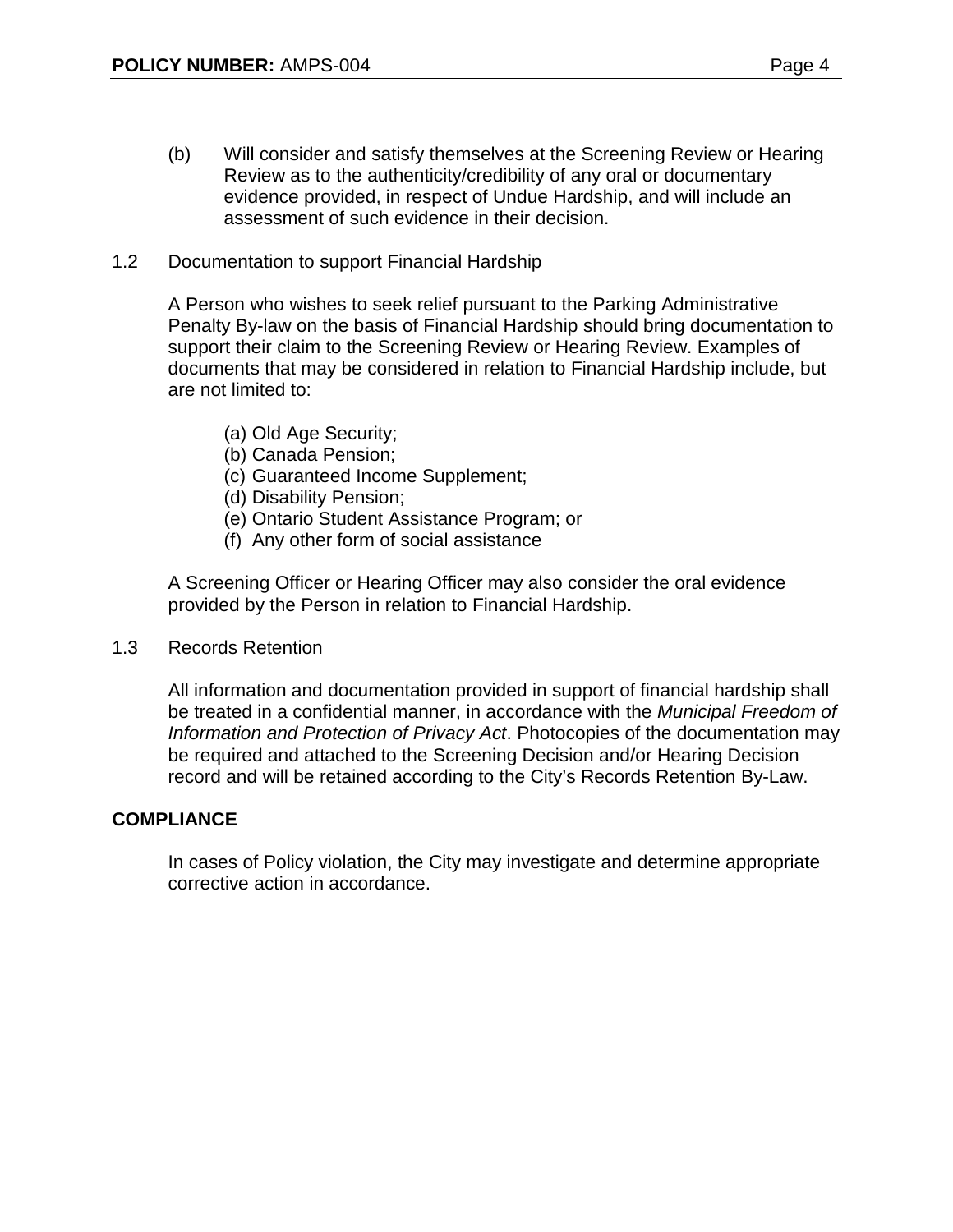(b) Will consider and satisfy themselves at the Screening Review or Hearing Review as to the authenticity/credibility of any oral or documentary evidence provided, in respect of Undue Hardship, and will include an assessment of such evidence in their decision.

1.2 Documentation to support Financial Hardship

A Person who wishes to seek relief pursuant to the Parking Administrative Penalty By-law on the basis of Financial Hardship should bring documentation to support their claim to the Screening Review or Hearing Review. Examples of documents that may be considered in relation to Financial Hardship include, but are not limited to:

(a) Old Age Security;
(b) Canada Pension;
(c) Guaranteed Income Supplement;
(d) Disability Pension;
(e) Ontario Student Assistance Program; or
(f) Any other form of social assistance

A Screening Officer or Hearing Officer may also consider the oral evidence provided by the Person in relation to Financial Hardship.

1.3 Records Retention

All information and documentation provided in support of financial hardship shall be treated in a confidential manner, in accordance with the *Municipal Freedom of Information and Protection of Privacy Act*. Photocopies of the documentation may be required and attached to the Screening Decision and/or Hearing Decision record and will be retained according to the City's Records Retention By-Law.

**COMPLIANCE**

In cases of Policy violation, the City may investigate and determine appropriate corrective action in accordance.